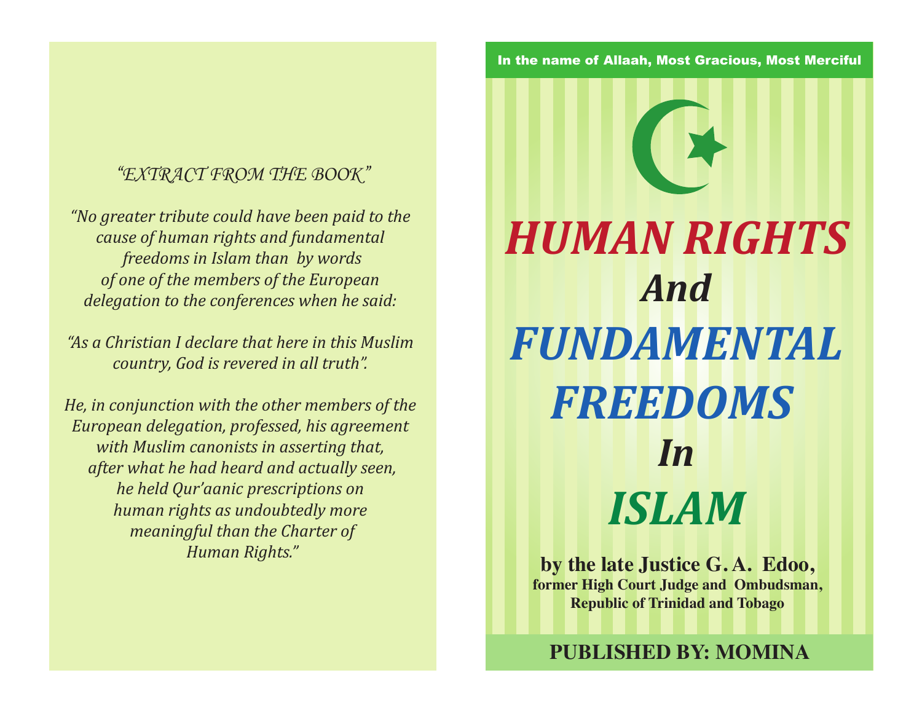*"EXTRACT FROM THE BOOK"*

*"No greater tribute could have been paid to the cause of human rights and fundamental freedoms in Islam than by words of one of the members of the European delegation to the conferences when he said:*

*"As a Christian I declare that here in this Muslim country, God is revered in all truth".*

*He, in conjunction with the other members of the European delegation, professed, his agreement with Muslim canonists in asserting that, after what he had heard and actually seen, he held Qur'aanic prescriptions on human rights as undoubtedly more meaningful than the Charter of Human Rights."*

**In the name of Allaah, Most Gracious, Most Merciful**

# *HUMAN RIGHTS And FUNDAMENTAL FREEDOMS In ISLAM*

**by the late Justice G. A. Edoo,**
**former High Court Judge and Ombudsman,**
**Republic of Trinidad and Tobago**

**PUBLISHED BY: MOMINA**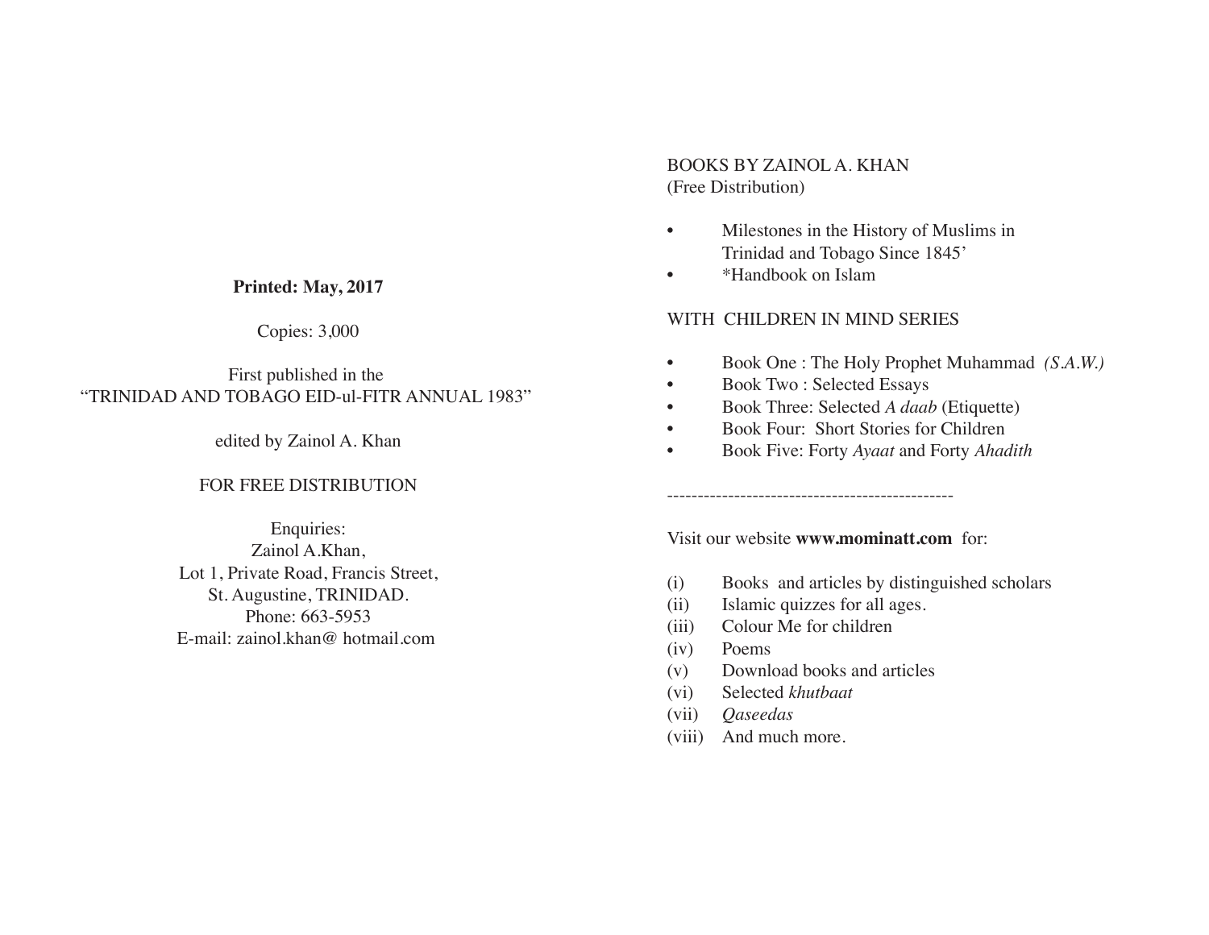**Printed: May, 2017**

Copies: 3,000

First published in the
"TRINIDAD AND TOBAGO EID-ul-FITR ANNUAL 1983"

edited by Zainol A. Khan

FOR FREE DISTRIBUTION

Enquiries:
Zainol A.Khan,
Lot 1, Private Road, Francis Street,
St. Augustine, TRINIDAD.
Phone: 663-5953
E-mail: zainol.khan@ hotmail.com

BOOKS BY ZAINOL A. KHAN
(Free Distribution)

- Milestones in the History of Muslims in Trinidad and Tobago Since 1845'
- *Handbook on Islam

WITH CHILDREN IN MIND SERIES

- Book One : The Holy Prophet Muhammad *(S.A.W.)*
- Book Two : Selected Essays
- Book Three: Selected *A daab* (Etiquette)
- Book Four: Short Stories for Children
- Book Five: Forty *Ayaat* and Forty *Ahadith*

-----------------------------------------------

Visit our website **www.mominatt.com** for:

(i) Books and articles by distinguished scholars
(ii) Islamic quizzes for all ages.
(iii) Colour Me for children
(iv) Poems
(v) Download books and articles
(vi) Selected *khutbaat*
(vii) *Qaseedas*
(viii) And much more.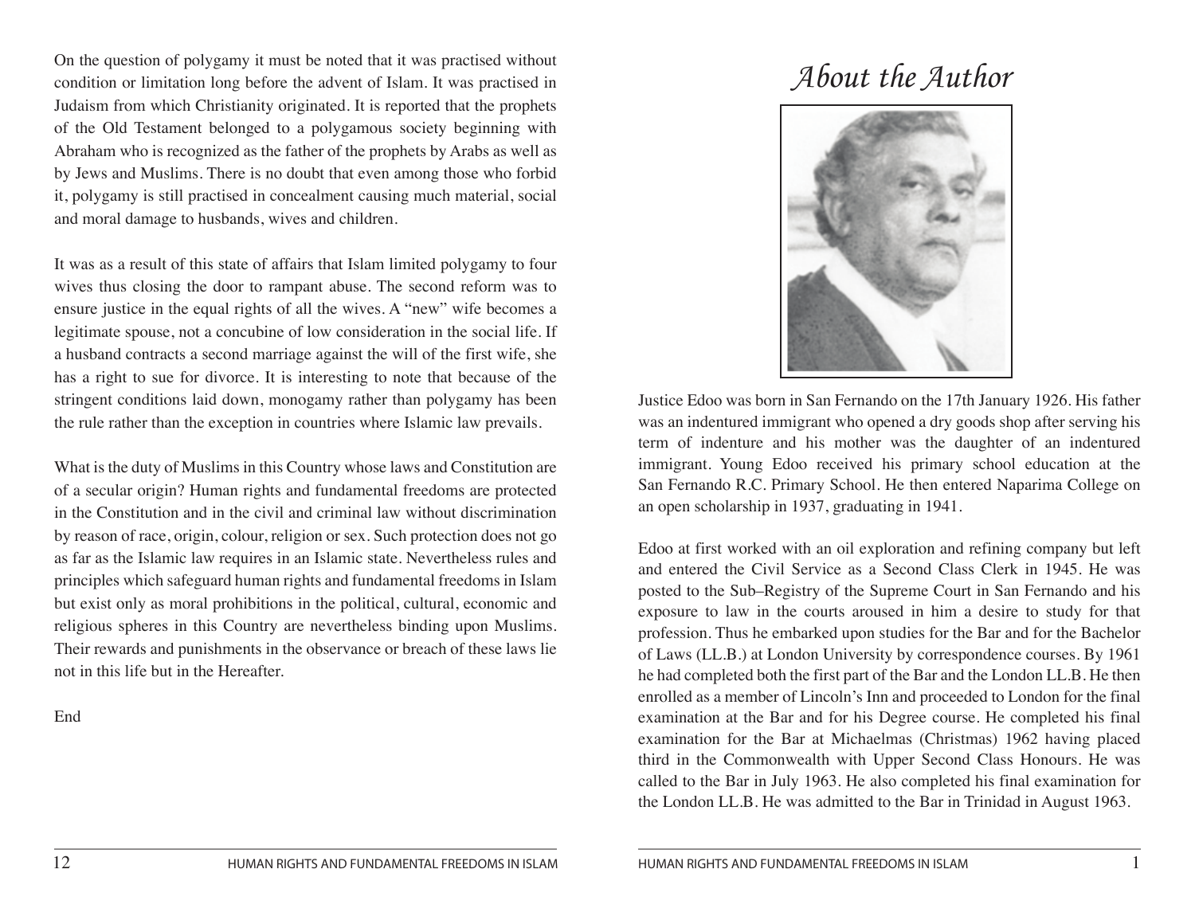On the question of polygamy it must be noted that it was practised without condition or limitation long before the advent of Islam. It was practised in Judaism from which Christianity originated. It is reported that the prophets of the Old Testament belonged to a polygamous society beginning with Abraham who is recognized as the father of the prophets by Arabs as well as by Jews and Muslims. There is no doubt that even among those who forbid it, polygamy is still practised in concealment causing much material, social and moral damage to husbands, wives and children.

It was as a result of this state of affairs that Islam limited polygamy to four wives thus closing the door to rampant abuse. The second reform was to ensure justice in the equal rights of all the wives. A "new" wife becomes a legitimate spouse, not a concubine of low consideration in the social life. If a husband contracts a second marriage against the will of the first wife, she has a right to sue for divorce. It is interesting to note that because of the stringent conditions laid down, monogamy rather than polygamy has been the rule rather than the exception in countries where Islamic law prevails.

What is the duty of Muslims in this Country whose laws and Constitution are of a secular origin? Human rights and fundamental freedoms are protected in the Constitution and in the civil and criminal law without discrimination by reason of race, origin, colour, religion or sex. Such protection does not go as far as the Islamic law requires in an Islamic state. Nevertheless rules and principles which safeguard human rights and fundamental freedoms in Islam but exist only as moral prohibitions in the political, cultural, economic and religious spheres in this Country are nevertheless binding upon Muslims. Their rewards and punishments in the observance or breach of these laws lie not in this life but in the Hereafter.

End

# *About the Author*

Justice Edoo was born in San Fernando on the 17th January 1926. His father was an indentured immigrant who opened a dry goods shop after serving his term of indenture and his mother was the daughter of an indentured immigrant. Young Edoo received his primary school education at the San Fernando R.C. Primary School. He then entered Naparima College on an open scholarship in 1937, graduating in 1941.

Edoo at first worked with an oil exploration and refining company but left and entered the Civil Service as a Second Class Clerk in 1945. He was posted to the Sub–Registry of the Supreme Court in San Fernando and his exposure to law in the courts aroused in him a desire to study for that profession. Thus he embarked upon studies for the Bar and for the Bachelor of Laws (LL.B.) at London University by correspondence courses. By 1961 he had completed both the first part of the Bar and the London LL.B. He then enrolled as a member of Lincoln's Inn and proceeded to London for the final examination at the Bar and for his Degree course. He completed his final examination for the Bar at Michaelmas (Christmas) 1962 having placed third in the Commonwealth with Upper Second Class Honours. He was called to the Bar in July 1963. He also completed his final examination for the London LL.B. He was admitted to the Bar in Trinidad in August 1963.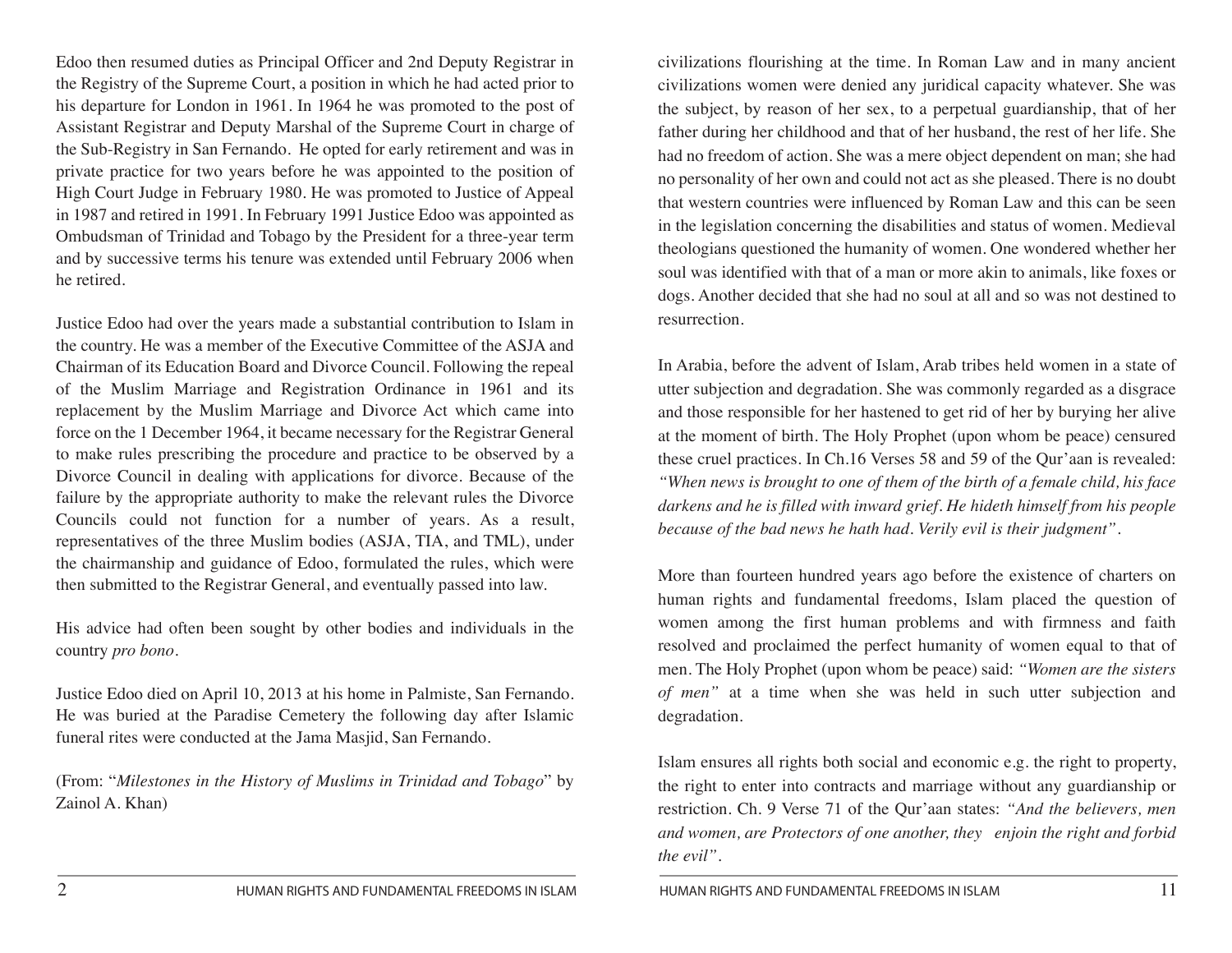Edoo then resumed duties as Principal Officer and 2nd Deputy Registrar in the Registry of the Supreme Court, a position in which he had acted prior to his departure for London in 1961. In 1964 he was promoted to the post of Assistant Registrar and Deputy Marshal of the Supreme Court in charge of the Sub-Registry in San Fernando. He opted for early retirement and was in private practice for two years before he was appointed to the position of High Court Judge in February 1980. He was promoted to Justice of Appeal in 1987 and retired in 1991. In February 1991 Justice Edoo was appointed as Ombudsman of Trinidad and Tobago by the President for a three-year term and by successive terms his tenure was extended until February 2006 when he retired.

Justice Edoo had over the years made a substantial contribution to Islam in the country. He was a member of the Executive Committee of the ASJA and Chairman of its Education Board and Divorce Council. Following the repeal of the Muslim Marriage and Registration Ordinance in 1961 and its replacement by the Muslim Marriage and Divorce Act which came into force on the 1 December 1964, it became necessary for the Registrar General to make rules prescribing the procedure and practice to be observed by a Divorce Council in dealing with applications for divorce. Because of the failure by the appropriate authority to make the relevant rules the Divorce Councils could not function for a number of years. As a result, representatives of the three Muslim bodies (ASJA, TIA, and TML), under the chairmanship and guidance of Edoo, formulated the rules, which were then submitted to the Registrar General, and eventually passed into law.

His advice had often been sought by other bodies and individuals in the country *pro bono*.

Justice Edoo died on April 10, 2013 at his home in Palmiste, San Fernando. He was buried at the Paradise Cemetery the following day after Islamic funeral rites were conducted at the Jama Masjid, San Fernando.

(From: "*Milestones in the History of Muslims in Trinidad and Tobago*" by Zainol A. Khan)

civilizations flourishing at the time. In Roman Law and in many ancient civilizations women were denied any juridical capacity whatever. She was the subject, by reason of her sex, to a perpetual guardianship, that of her father during her childhood and that of her husband, the rest of her life. She had no freedom of action. She was a mere object dependent on man; she had no personality of her own and could not act as she pleased. There is no doubt that western countries were influenced by Roman Law and this can be seen in the legislation concerning the disabilities and status of women. Medieval theologians questioned the humanity of women. One wondered whether her soul was identified with that of a man or more akin to animals, like foxes or dogs. Another decided that she had no soul at all and so was not destined to resurrection.

In Arabia, before the advent of Islam, Arab tribes held women in a state of utter subjection and degradation. She was commonly regarded as a disgrace and those responsible for her hastened to get rid of her by burying her alive at the moment of birth. The Holy Prophet (upon whom be peace) censured these cruel practices. In Ch.16 Verses 58 and 59 of the Qur'aan is revealed: *"When news is brought to one of them of the birth of a female child, his face darkens and he is filled with inward grief. He hideth himself from his people because of the bad news he hath had. Verily evil is their judgment"*.

More than fourteen hundred years ago before the existence of charters on human rights and fundamental freedoms, Islam placed the question of women among the first human problems and with firmness and faith resolved and proclaimed the perfect humanity of women equal to that of men. The Holy Prophet (upon whom be peace) said: *"Women are the sisters of men"* at a time when she was held in such utter subjection and degradation.

Islam ensures all rights both social and economic e.g. the right to property, the right to enter into contracts and marriage without any guardianship or restriction. Ch. 9 Verse 71 of the Qur'aan states: *"And the believers, men and women, are Protectors of one another, they enjoin the right and forbid the evil"*.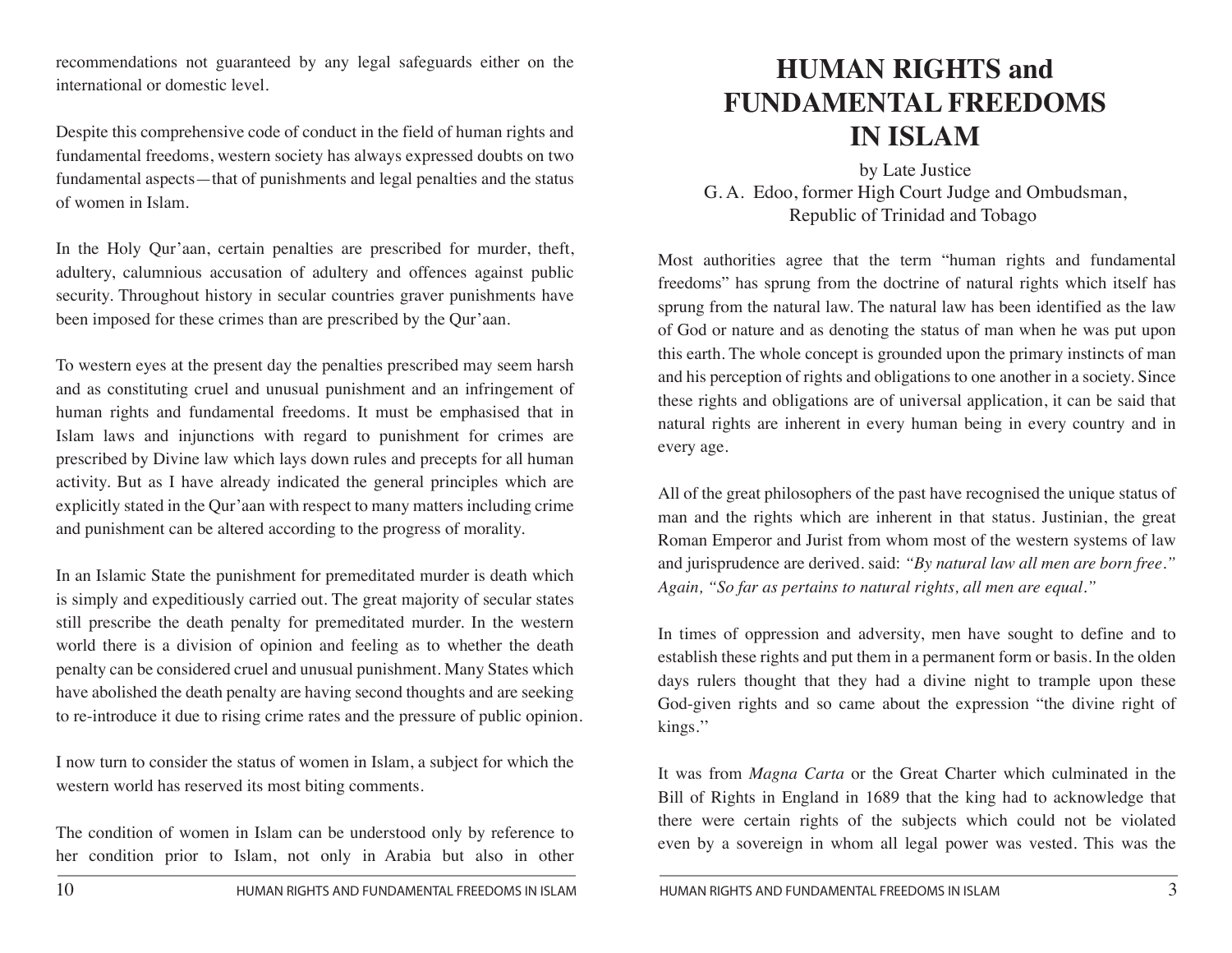recommendations not guaranteed by any legal safeguards either on the international or domestic level.

Despite this comprehensive code of conduct in the field of human rights and fundamental freedoms, western society has always expressed doubts on two fundamental aspects—that of punishments and legal penalties and the status of women in Islam.

In the Holy Qur'aan, certain penalties are prescribed for murder, theft, adultery, calumnious accusation of adultery and offences against public security. Throughout history in secular countries graver punishments have been imposed for these crimes than are prescribed by the Qur'aan.

To western eyes at the present day the penalties prescribed may seem harsh and as constituting cruel and unusual punishment and an infringement of human rights and fundamental freedoms. It must be emphasised that in Islam laws and injunctions with regard to punishment for crimes are prescribed by Divine law which lays down rules and precepts for all human activity. But as I have already indicated the general principles which are explicitly stated in the Qur'aan with respect to many matters including crime and punishment can be altered according to the progress of morality.

In an Islamic State the punishment for premeditated murder is death which is simply and expeditiously carried out. The great majority of secular states still prescribe the death penalty for premeditated murder. In the western world there is a division of opinion and feeling as to whether the death penalty can be considered cruel and unusual punishment. Many States which have abolished the death penalty are having second thoughts and are seeking to re-introduce it due to rising crime rates and the pressure of public opinion.

I now turn to consider the status of women in Islam, a subject for which the western world has reserved its most biting comments.

The condition of women in Islam can be understood only by reference to her condition prior to Islam, not only in Arabia but also in other

# HUMAN RIGHTS and FUNDAMENTAL FREEDOMS IN ISLAM

by Late Justice
G. A. Edoo, former High Court Judge and Ombudsman,
Republic of Trinidad and Tobago

Most authorities agree that the term "human rights and fundamental freedoms" has sprung from the doctrine of natural rights which itself has sprung from the natural law. The natural law has been identified as the law of God or nature and as denoting the status of man when he was put upon this earth. The whole concept is grounded upon the primary instincts of man and his perception of rights and obligations to one another in a society. Since these rights and obligations are of universal application, it can be said that natural rights are inherent in every human being in every country and in every age.

All of the great philosophers of the past have recognised the unique status of man and the rights which are inherent in that status. Justinian, the great Roman Emperor and Jurist from whom most of the western systems of law and jurisprudence are derived. said: *"By natural law all men are born free." Again, "So far as pertains to natural rights, all men are equal."*

In times of oppression and adversity, men have sought to define and to establish these rights and put them in a permanent form or basis. In the olden days rulers thought that they had a divine night to trample upon these God-given rights and so came about the expression "the divine right of kings."

It was from *Magna Carta* or the Great Charter which culminated in the Bill of Rights in England in 1689 that the king had to acknowledge that there were certain rights of the subjects which could not be violated even by a sovereign in whom all legal power was vested. This was the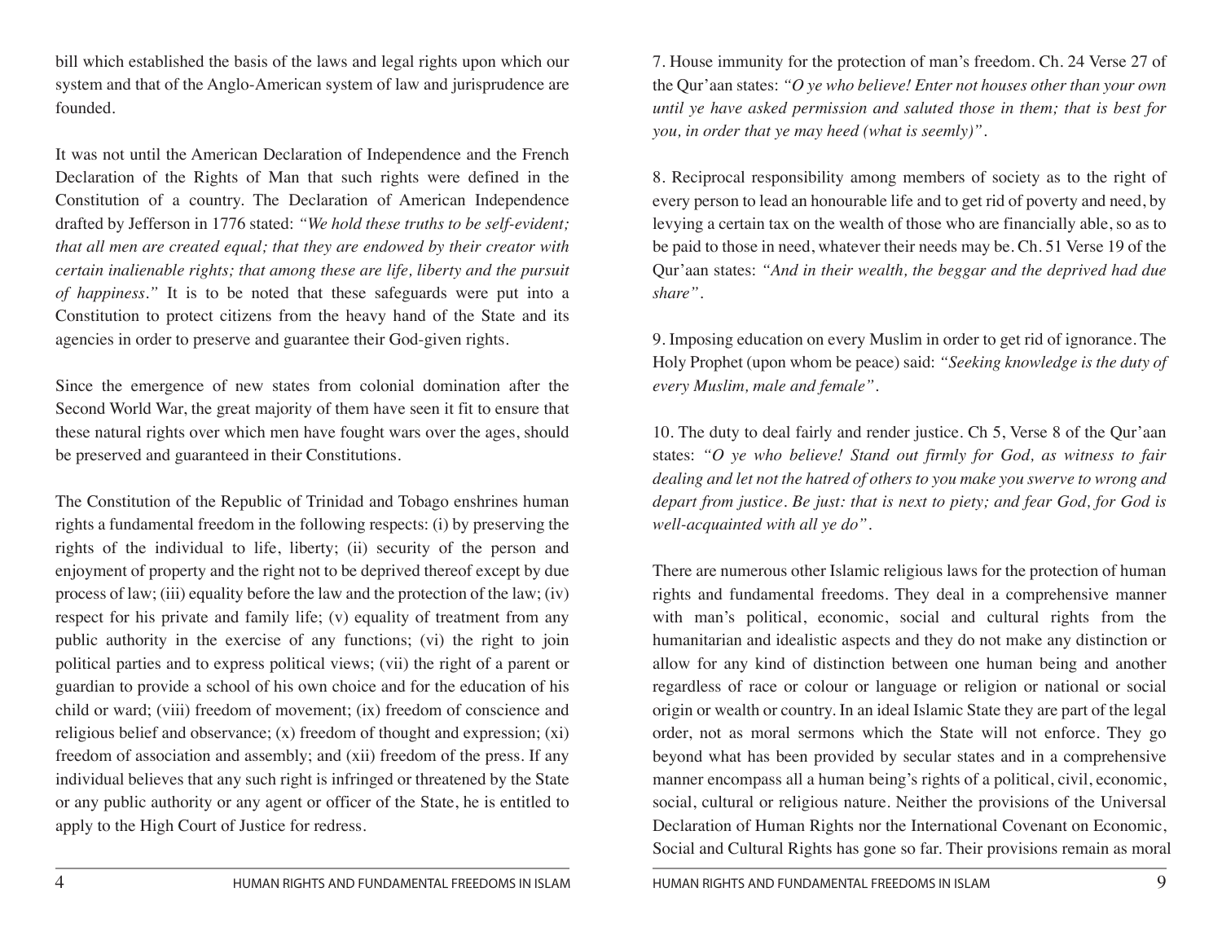bill which established the basis of the laws and legal rights upon which our system and that of the Anglo-American system of law and jurisprudence are founded.

It was not until the American Declaration of Independence and the French Declaration of the Rights of Man that such rights were defined in the Constitution of a country. The Declaration of American Independence drafted by Jefferson in 1776 stated: *"We hold these truths to be self-evident; that all men are created equal; that they are endowed by their creator with certain inalienable rights; that among these are life, liberty and the pursuit of happiness."* It is to be noted that these safeguards were put into a Constitution to protect citizens from the heavy hand of the State and its agencies in order to preserve and guarantee their God-given rights.

Since the emergence of new states from colonial domination after the Second World War, the great majority of them have seen it fit to ensure that these natural rights over which men have fought wars over the ages, should be preserved and guaranteed in their Constitutions.

The Constitution of the Republic of Trinidad and Tobago enshrines human rights a fundamental freedom in the following respects: (i) by preserving the rights of the individual to life, liberty; (ii) security of the person and enjoyment of property and the right not to be deprived thereof except by due process of law; (iii) equality before the law and the protection of the law; (iv) respect for his private and family life; (v) equality of treatment from any public authority in the exercise of any functions; (vi) the right to join political parties and to express political views; (vii) the right of a parent or guardian to provide a school of his own choice and for the education of his child or ward; (viii) freedom of movement; (ix) freedom of conscience and religious belief and observance; (x) freedom of thought and expression; (xi) freedom of association and assembly; and (xii) freedom of the press. If any individual believes that any such right is infringed or threatened by the State or any public authority or any agent or officer of the State, he is entitled to apply to the High Court of Justice for redress.

7. House immunity for the protection of man's freedom. Ch. 24 Verse 27 of the Qur'aan states: *"O ye who believe! Enter not houses other than your own until ye have asked permission and saluted those in them; that is best for you, in order that ye may heed (what is seemly)"*.

8. Reciprocal responsibility among members of society as to the right of every person to lead an honourable life and to get rid of poverty and need, by levying a certain tax on the wealth of those who are financially able, so as to be paid to those in need, whatever their needs may be. Ch. 51 Verse 19 of the Qur'aan states: *"And in their wealth, the beggar and the deprived had due share"*.

9. Imposing education on every Muslim in order to get rid of ignorance. The Holy Prophet (upon whom be peace) said: *"Seeking knowledge is the duty of every Muslim, male and female"*.

10. The duty to deal fairly and render justice. Ch 5, Verse 8 of the Qur'aan states: *"O ye who believe! Stand out firmly for God, as witness to fair dealing and let not the hatred of others to you make you swerve to wrong and depart from justice. Be just: that is next to piety; and fear God, for God is well-acquainted with all ye do"*.

There are numerous other Islamic religious laws for the protection of human rights and fundamental freedoms. They deal in a comprehensive manner with man's political, economic, social and cultural rights from the humanitarian and idealistic aspects and they do not make any distinction or allow for any kind of distinction between one human being and another regardless of race or colour or language or religion or national or social origin or wealth or country. In an ideal Islamic State they are part of the legal order, not as moral sermons which the State will not enforce. They go beyond what has been provided by secular states and in a comprehensive manner encompass all a human being's rights of a political, civil, economic, social, cultural or religious nature. Neither the provisions of the Universal Declaration of Human Rights nor the International Covenant on Economic, Social and Cultural Rights has gone so far. Their provisions remain as moral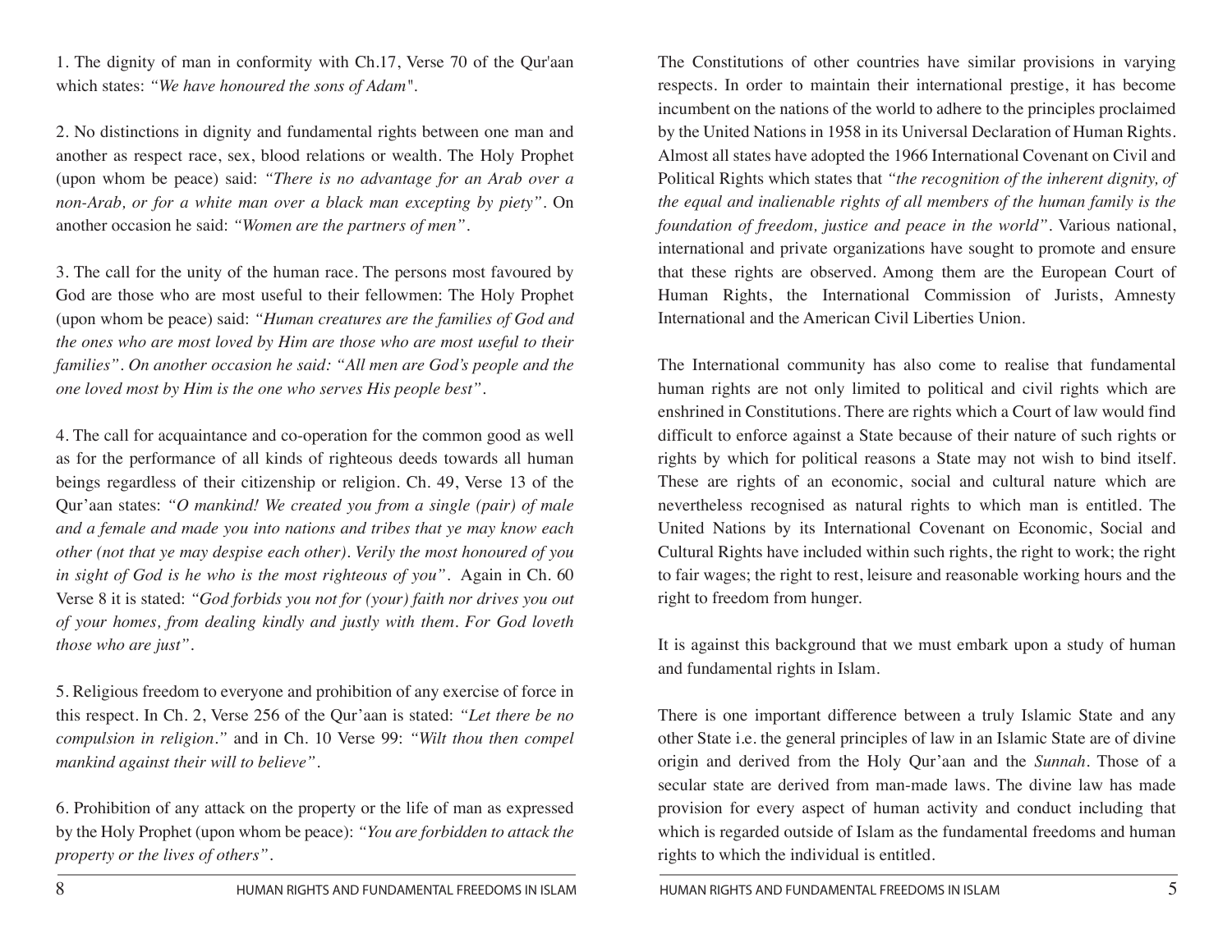1. The dignity of man in conformity with Ch.17, Verse 70 of the Qur'aan which states: *"We have honoured the sons of Adam"*.

2. No distinctions in dignity and fundamental rights between one man and another as respect race, sex, blood relations or wealth. The Holy Prophet (upon whom be peace) said: *"There is no advantage for an Arab over a non-Arab, or for a white man over a black man excepting by piety"*. On another occasion he said: *"Women are the partners of men"*.

3. The call for the unity of the human race. The persons most favoured by God are those who are most useful to their fellowmen: The Holy Prophet (upon whom be peace) said: *"Human creatures are the families of God and the ones who are most loved by Him are those who are most useful to their families". On another occasion he said: "All men are God's people and the one loved most by Him is the one who serves His people best"*.

4. The call for acquaintance and co-operation for the common good as well as for the performance of all kinds of righteous deeds towards all human beings regardless of their citizenship or religion. Ch. 49, Verse 13 of the Qur'aan states: *"O mankind! We created you from a single (pair) of male and a female and made you into nations and tribes that ye may know each other (not that ye may despise each other). Verily the most honoured of you in sight of God is he who is the most righteous of you"*. Again in Ch. 60 Verse 8 it is stated: *"God forbids you not for (your) faith nor drives you out of your homes, from dealing kindly and justly with them. For God loveth those who are just"*.

5. Religious freedom to everyone and prohibition of any exercise of force in this respect. In Ch. 2, Verse 256 of the Qur'aan is stated: *"Let there be no compulsion in religion."* and in Ch. 10 Verse 99: *"Wilt thou then compel mankind against their will to believe"*.

6. Prohibition of any attack on the property or the life of man as expressed by the Holy Prophet (upon whom be peace): *"You are forbidden to attack the property or the lives of others"*.

The Constitutions of other countries have similar provisions in varying respects. In order to maintain their international prestige, it has become incumbent on the nations of the world to adhere to the principles proclaimed by the United Nations in 1958 in its Universal Declaration of Human Rights. Almost all states have adopted the 1966 International Covenant on Civil and Political Rights which states that *"the recognition of the inherent dignity, of the equal and inalienable rights of all members of the human family is the foundation of freedom, justice and peace in the world"*. Various national, international and private organizations have sought to promote and ensure that these rights are observed. Among them are the European Court of Human Rights, the International Commission of Jurists, Amnesty International and the American Civil Liberties Union.

The International community has also come to realise that fundamental human rights are not only limited to political and civil rights which are enshrined in Constitutions. There are rights which a Court of law would find difficult to enforce against a State because of their nature of such rights or rights by which for political reasons a State may not wish to bind itself. These are rights of an economic, social and cultural nature which are nevertheless recognised as natural rights to which man is entitled. The United Nations by its International Covenant on Economic, Social and Cultural Rights have included within such rights, the right to work; the right to fair wages; the right to rest, leisure and reasonable working hours and the right to freedom from hunger.

It is against this background that we must embark upon a study of human and fundamental rights in Islam.

There is one important difference between a truly Islamic State and any other State i.e. the general principles of law in an Islamic State are of divine origin and derived from the Holy Qur'aan and the *Sunnah*. Those of a secular state are derived from man-made laws. The divine law has made provision for every aspect of human activity and conduct including that which is regarded outside of Islam as the fundamental freedoms and human rights to which the individual is entitled.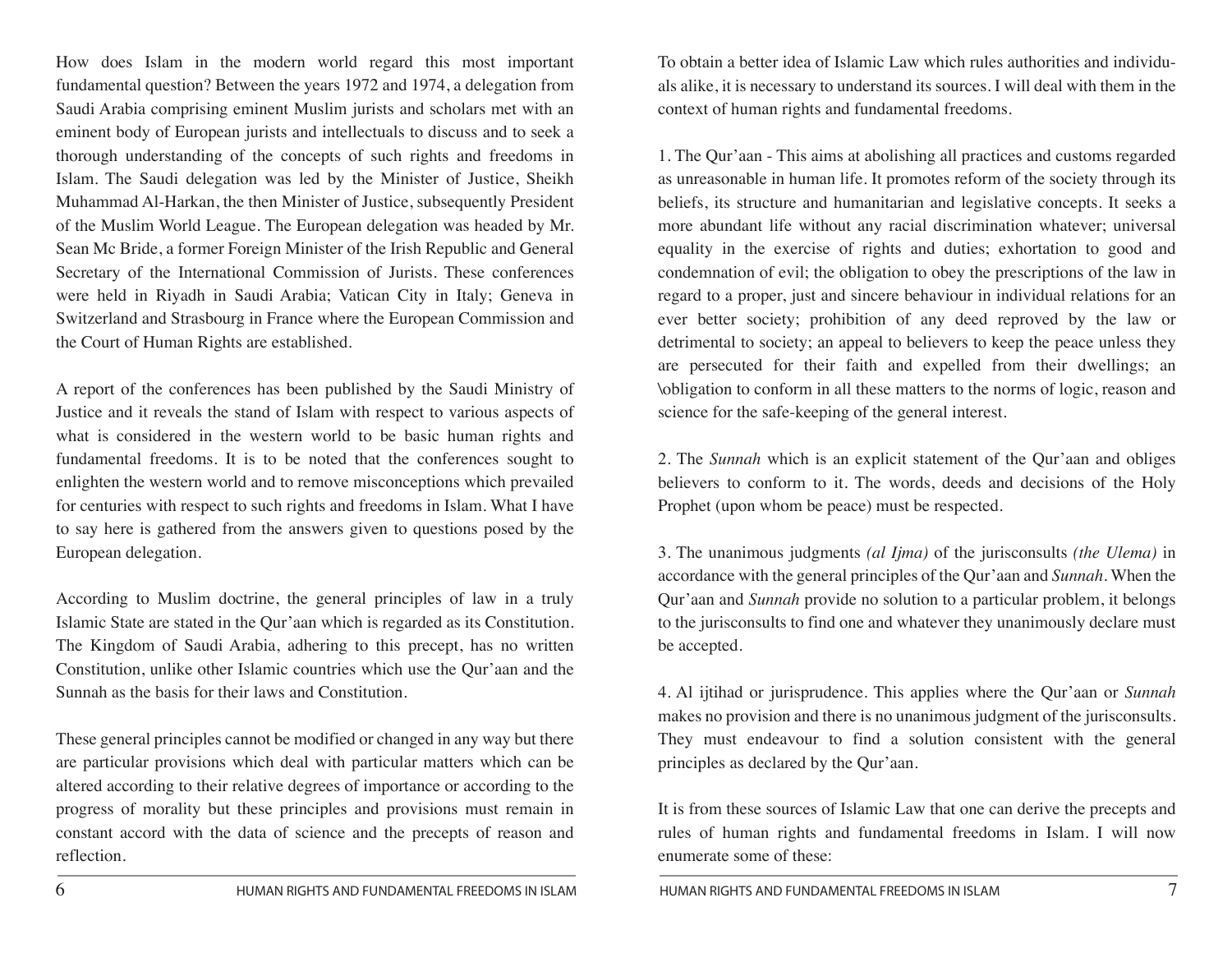How does Islam in the modern world regard this most important fundamental question? Between the years 1972 and 1974, a delegation from Saudi Arabia comprising eminent Muslim jurists and scholars met with an eminent body of European jurists and intellectuals to discuss and to seek a thorough understanding of the concepts of such rights and freedoms in Islam. The Saudi delegation was led by the Minister of Justice, Sheikh Muhammad Al-Harkan, the then Minister of Justice, subsequently President of the Muslim World League. The European delegation was headed by Mr. Sean Mc Bride, a former Foreign Minister of the Irish Republic and General Secretary of the International Commission of Jurists. These conferences were held in Riyadh in Saudi Arabia; Vatican City in Italy; Geneva in Switzerland and Strasbourg in France where the European Commission and the Court of Human Rights are established.

A report of the conferences has been published by the Saudi Ministry of Justice and it reveals the stand of Islam with respect to various aspects of what is considered in the western world to be basic human rights and fundamental freedoms. It is to be noted that the conferences sought to enlighten the western world and to remove misconceptions which prevailed for centuries with respect to such rights and freedoms in Islam. What I have to say here is gathered from the answers given to questions posed by the European delegation.

According to Muslim doctrine, the general principles of law in a truly Islamic State are stated in the Qur'aan which is regarded as its Constitution. The Kingdom of Saudi Arabia, adhering to this precept, has no written Constitution, unlike other Islamic countries which use the Qur'aan and the Sunnah as the basis for their laws and Constitution.

These general principles cannot be modified or changed in any way but there are particular provisions which deal with particular matters which can be altered according to their relative degrees of importance or according to the progress of morality but these principles and provisions must remain in constant accord with the data of science and the precepts of reason and reflection.

To obtain a better idea of Islamic Law which rules authorities and individuals alike, it is necessary to understand its sources. I will deal with them in the context of human rights and fundamental freedoms.

1. The Qur'aan - This aims at abolishing all practices and customs regarded as unreasonable in human life. It promotes reform of the society through its beliefs, its structure and humanitarian and legislative concepts. It seeks a more abundant life without any racial discrimination whatever; universal equality in the exercise of rights and duties; exhortation to good and condemnation of evil; the obligation to obey the prescriptions of the law in regard to a proper, just and sincere behaviour in individual relations for an ever better society; prohibition of any deed reproved by the law or detrimental to society; an appeal to believers to keep the peace unless they are persecuted for their faith and expelled from their dwellings; an \obligation to conform in all these matters to the norms of logic, reason and science for the safe-keeping of the general interest.

2. The *Sunnah* which is an explicit statement of the Qur'aan and obliges believers to conform to it. The words, deeds and decisions of the Holy Prophet (upon whom be peace) must be respected.

3. The unanimous judgments *(al Ijma)* of the jurisconsults *(the Ulema)* in accordance with the general principles of the Qur'aan and *Sunnah*. When the Qur'aan and *Sunnah* provide no solution to a particular problem, it belongs to the jurisconsults to find one and whatever they unanimously declare must be accepted.

4. Al ijtihad or jurisprudence. This applies where the Qur'aan or *Sunnah* makes no provision and there is no unanimous judgment of the jurisconsults. They must endeavour to find a solution consistent with the general principles as declared by the Qur'aan.

It is from these sources of Islamic Law that one can derive the precepts and rules of human rights and fundamental freedoms in Islam. I will now enumerate some of these: